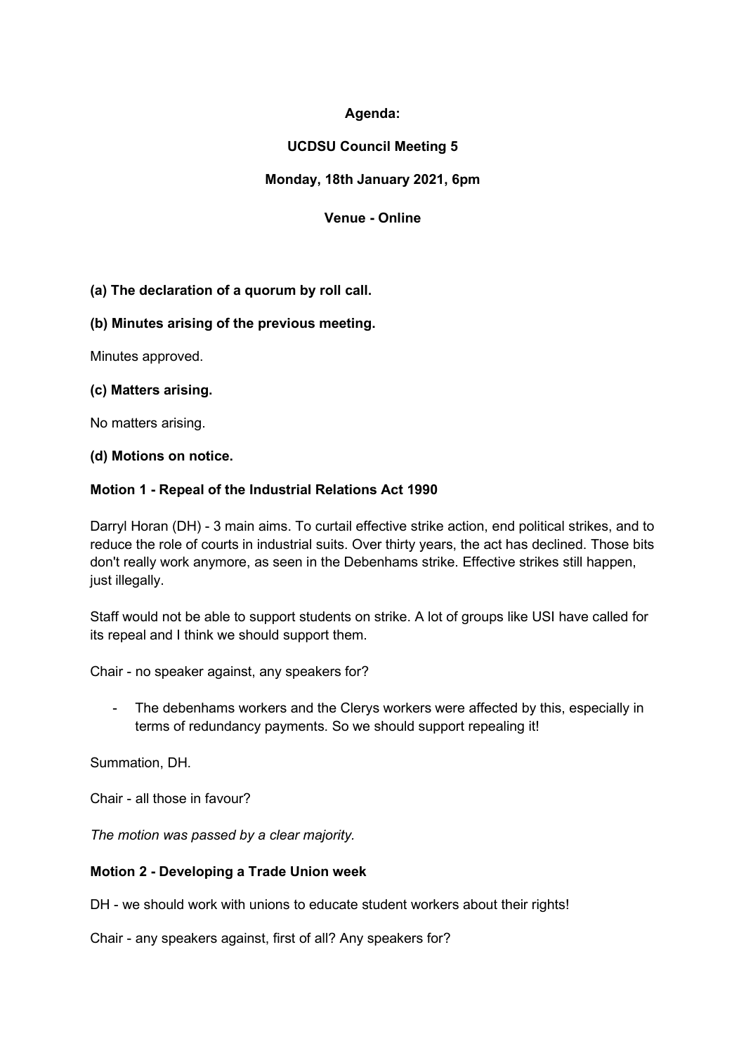**Agenda:**

**UCDSU Council Meeting 5**

**Monday, 18th January 2021, 6pm**

**Venue - Online**

**(a) The declaration of a quorum by roll call.**

**(b) Minutes arising of the previous meeting.**

Minutes approved.

**(c) Matters arising.**

No matters arising.

**(d) Motions on notice.**

**Motion 1 - Repeal of the Industrial Relations Act 1990**

Darryl Horan (DH) - 3 main aims. To curtail effective strike action, end political strikes, and to reduce the role of courts in industrial suits. Over thirty years, the act has declined. Those bits don't really work anymore, as seen in the Debenhams strike. Effective strikes still happen, just illegally.

Staff would not be able to support students on strike. A lot of groups like USI have called for its repeal and I think we should support them.

Chair - no speaker against, any speakers for?

- The debenhams workers and the Clerys workers were affected by this, especially in terms of redundancy payments. So we should support repealing it!

Summation, DH.

Chair - all those in favour?

*The motion was passed by a clear majority.*

**Motion 2 - Developing a Trade Union week**

DH - we should work with unions to educate student workers about their rights!

Chair - any speakers against, first of all? Any speakers for?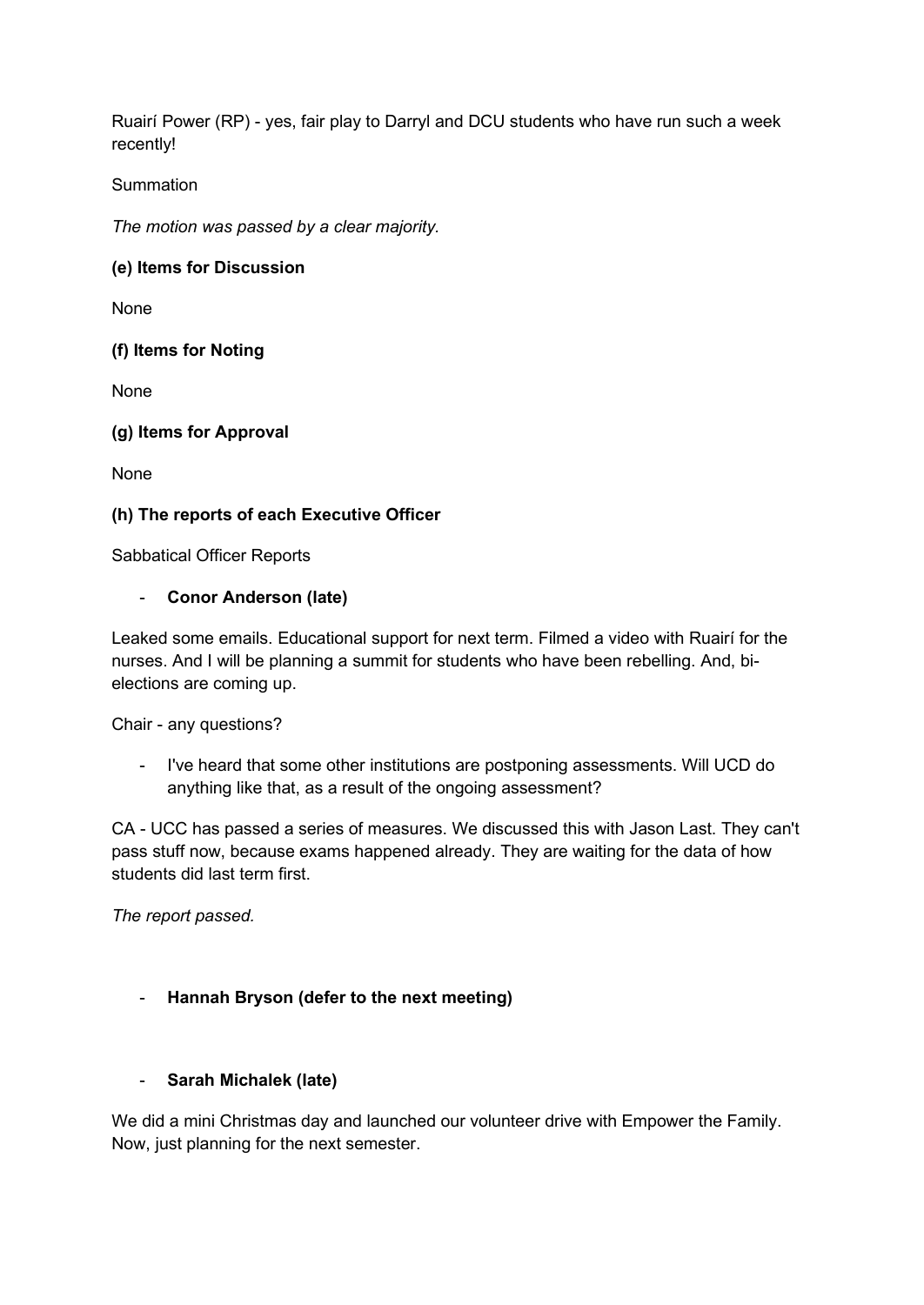Ruairí Power (RP) - yes, fair play to Darryl and DCU students who have run such a week recently!

Summation

*The motion was passed by a clear majority.*

**(e) Items for Discussion**

None

**(f) Items for Noting**

None

**(g) Items for Approval**

None

**(h) The reports of each Executive Officer**

Sabbatical Officer Reports

- **Conor Anderson (late)**

Leaked some emails. Educational support for next term. Filmed a video with Ruairí for the nurses. And I will be planning a summit for students who have been rebelling. And, bi-elections are coming up.

Chair - any questions?

- I've heard that some other institutions are postponing assessments. Will UCD do anything like that, as a result of the ongoing assessment?

CA - UCC has passed a series of measures. We discussed this with Jason Last. They can't pass stuff now, because exams happened already. They are waiting for the data of how students did last term first.

*The report passed.*

- **Hannah Bryson (defer to the next meeting)**

- **Sarah Michalek (late)**

We did a mini Christmas day and launched our volunteer drive with Empower the Family. Now, just planning for the next semester.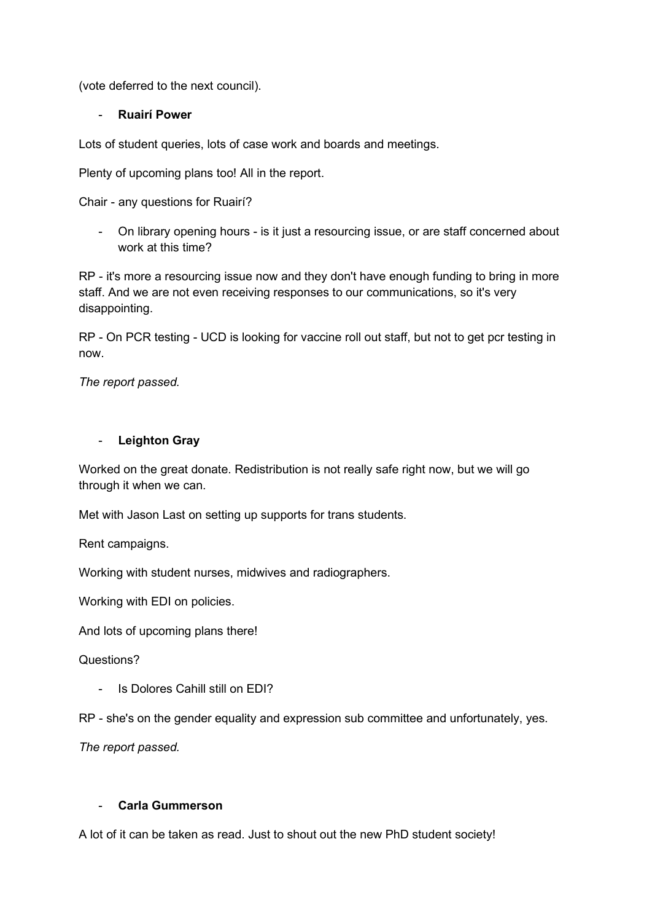(vote deferred to the next council).

- **Ruairí Power**

Lots of student queries, lots of case work and boards and meetings.

Plenty of upcoming plans too! All in the report.

Chair - any questions for Ruairí?

- On library opening hours - is it just a resourcing issue, or are staff concerned about work at this time?

RP - it's more a resourcing issue now and they don't have enough funding to bring in more staff. And we are not even receiving responses to our communications, so it's very disappointing.

RP - On PCR testing - UCD is looking for vaccine roll out staff, but not to get pcr testing in now.

*The report passed.*

- **Leighton Gray**

Worked on the great donate. Redistribution is not really safe right now, but we will go through it when we can.

Met with Jason Last on setting up supports for trans students.

Rent campaigns.

Working with student nurses, midwives and radiographers.

Working with EDI on policies.

And lots of upcoming plans there!

Questions?

- Is Dolores Cahill still on EDI?

RP - she's on the gender equality and expression sub committee and unfortunately, yes.

*The report passed.*

- **Carla Gummerson**

A lot of it can be taken as read. Just to shout out the new PhD student society!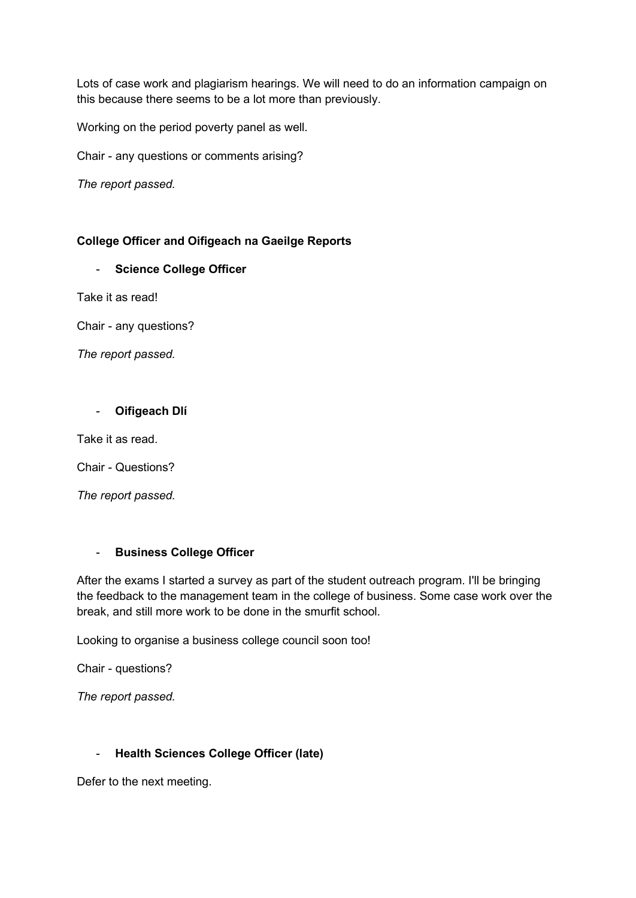Lots of case work and plagiarism hearings. We will need to do an information campaign on this because there seems to be a lot more than previously.

Working on the period poverty panel as well.

Chair - any questions or comments arising?

*The report passed.*

**College Officer and Oifigeach na Gaeilge Reports**

- **Science College Officer**

Take it as read!

Chair - any questions?

*The report passed.*

- **Oifigeach Dlí**

Take it as read.

Chair - Questions?

*The report passed.*

- **Business College Officer**

After the exams I started a survey as part of the student outreach program. I'll be bringing the feedback to the management team in the college of business. Some case work over the break, and still more work to be done in the smurfit school.

Looking to organise a business college council soon too!

Chair - questions?

*The report passed.*

- **Health Sciences College Officer (late)**

Defer to the next meeting.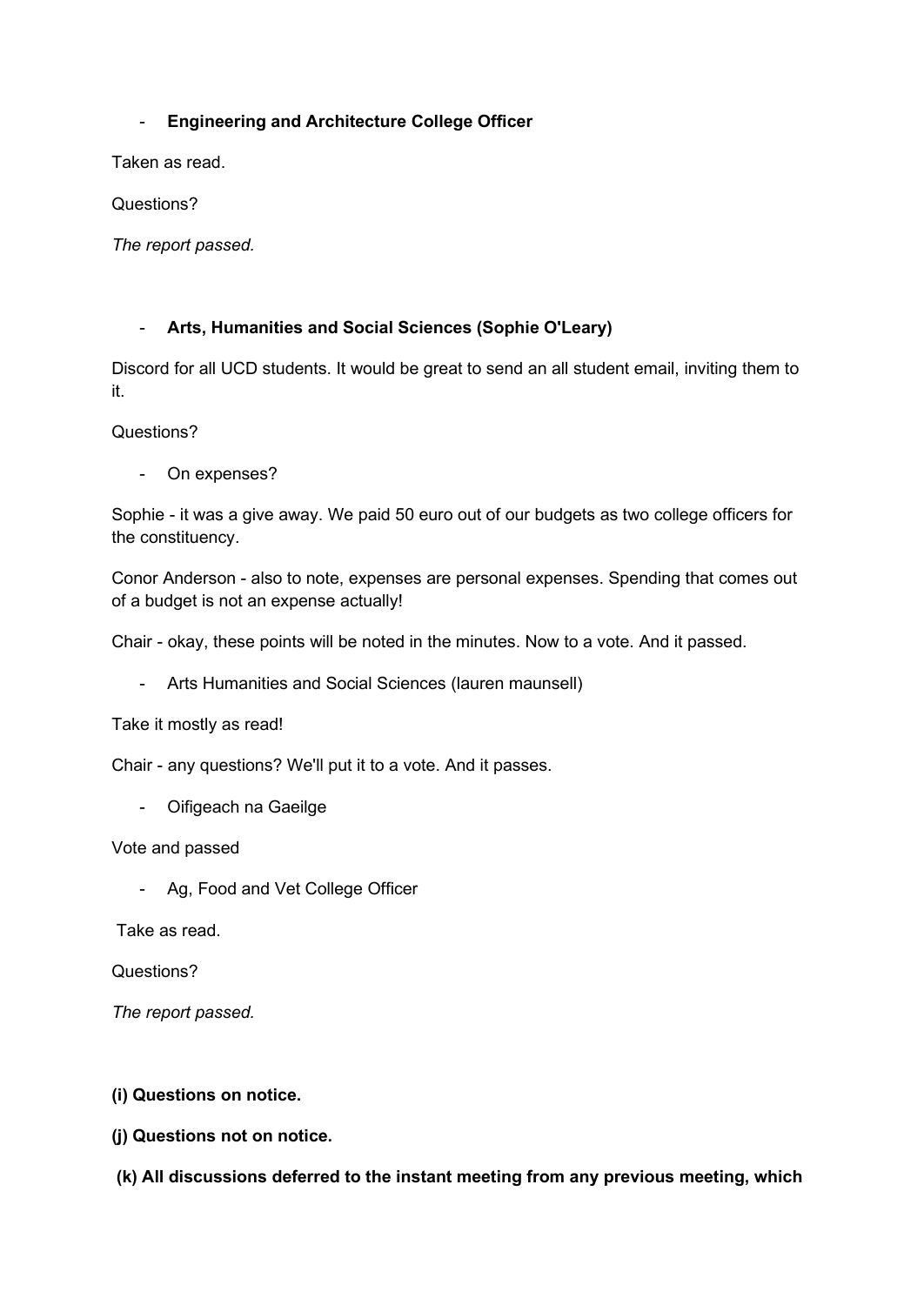- **Engineering and Architecture College Officer**

Taken as read.

Questions?

*The report passed.*

- **Arts, Humanities and Social Sciences (Sophie O'Leary)**

Discord for all UCD students. It would be great to send an all student email, inviting them to it.

Questions?

- On expenses?

Sophie - it was a give away. We paid 50 euro out of our budgets as two college officers for the constituency.

Conor Anderson - also to note, expenses are personal expenses. Spending that comes out of a budget is not an expense actually!

Chair - okay, these points will be noted in the minutes. Now to a vote. And it passed.

- Arts Humanities and Social Sciences (lauren maunsell)

Take it mostly as read!

Chair - any questions? We'll put it to a vote. And it passes.

- Oifigeach na Gaeilge

Vote and passed

- Ag, Food and Vet College Officer

Take as read.

Questions?

*The report passed.*

**(i) Questions on notice.**

**(j) Questions not on notice.**

**(k) All discussions deferred to the instant meeting from any previous meeting, which**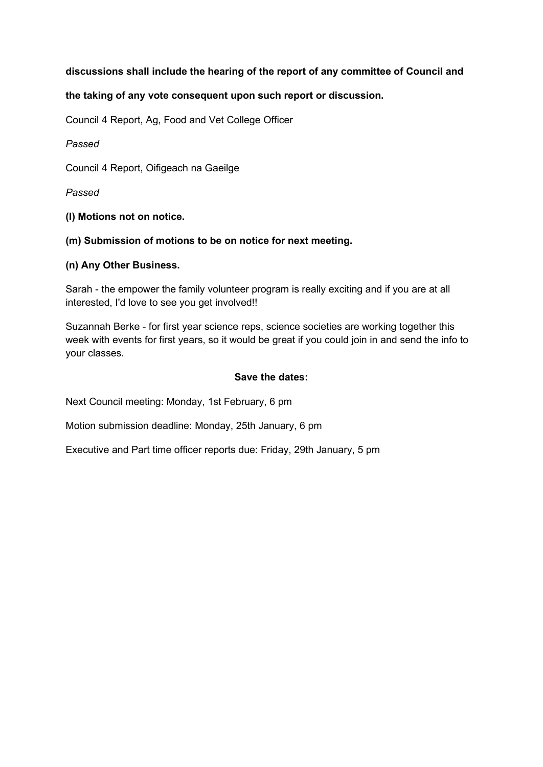**discussions shall include the hearing of the report of any committee of Council and**

**the taking of any vote consequent upon such report or discussion.**

Council 4 Report, Ag, Food and Vet College Officer

*Passed*

Council 4 Report, Oifigeach na Gaeilge

*Passed*

**(l) Motions not on notice.**

**(m) Submission of motions to be on notice for next meeting.**

**(n) Any Other Business.**

Sarah - the empower the family volunteer program is really exciting and if you are at all interested, I'd love to see you get involved!!

Suzannah Berke - for first year science reps, science societies are working together this week with events for first years, so it would be great if you could join in and send the info to your classes.

**Save the dates:**

Next Council meeting: Monday, 1st February, 6 pm

Motion submission deadline: Monday, 25th January, 6 pm

Executive and Part time officer reports due: Friday, 29th January, 5 pm